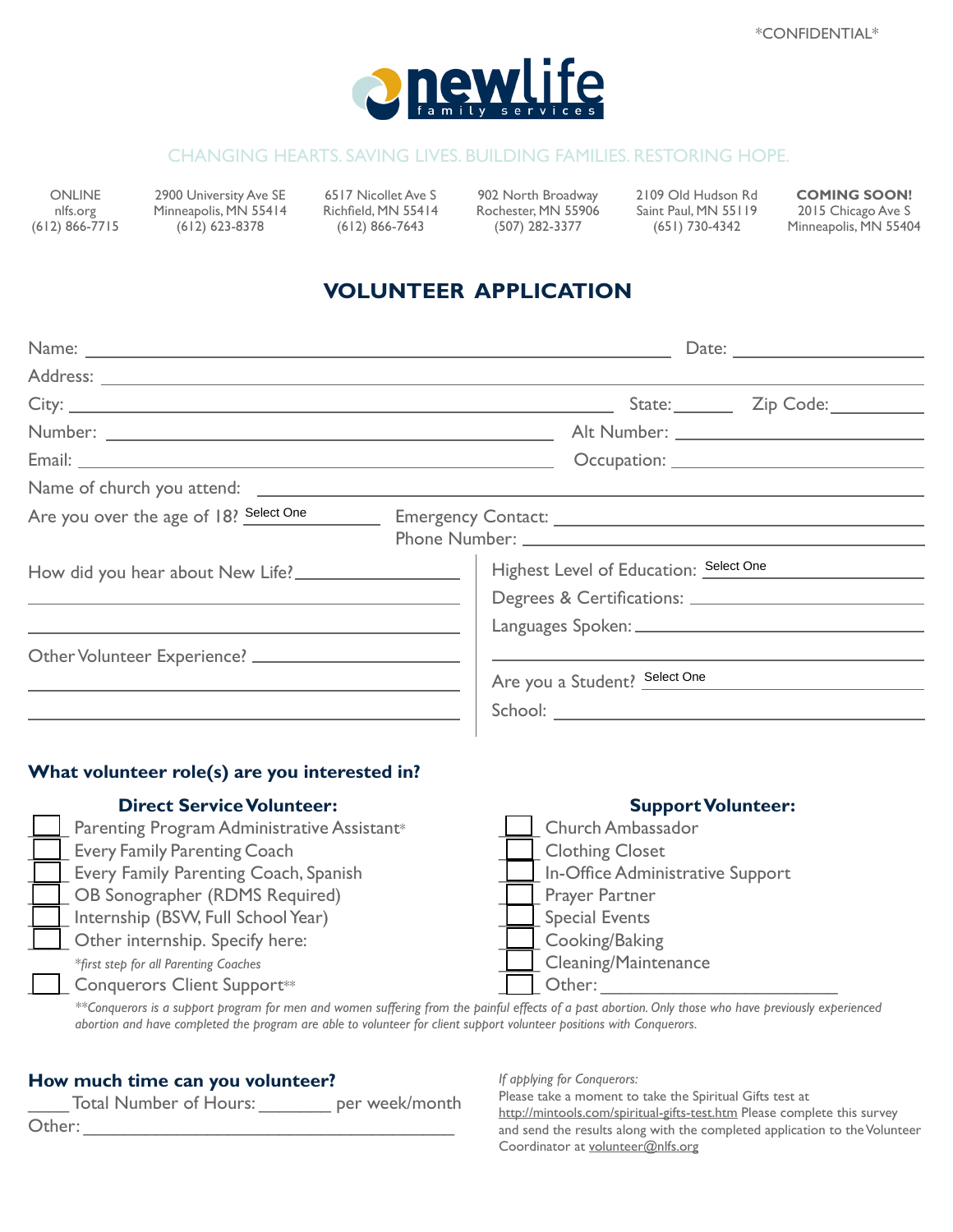*CONFIDENTIAL*

newlife family services

CHANGING HEARTS. SAVING LIVES. BUILDING FAMILIES. RESTORING HOPE.

| ONLINE | 2900 University Ave SE | 6517 Nicollet Ave S | 902 North Broadway | 2109 Old Hudson Rd | **COMING SOON!** |
|---|---|---|---|---|---|
| nlfs.org | Minneapolis, MN 55414 | Richfield, MN 55414 | Rochester, MN 55906 | Saint Paul, MN 55119 | 2015 Chicago Ave S |
| (612) 866-7715 | (612) 623-8378 | (612) 866-7643 | (507) 282-3377 | (651) 730-4342 | Minneapolis, MN 55404 |

# VOLUNTEER APPLICATION

Name: ______________________ Date: ______________

Address: ______________________

City: ______________________ State: ______ Zip Code: ______

Number: ______________________ Alt Number: ______________

Email: ______________________ Occupation: ______________

Name of church you attend: ______________________

Are you over the age of 18? Select One

Emergency Contact: ______________________

Phone Number: ______________________

How did you hear about New Life? ______________________

Other Volunteer Experience? ______________________

Highest Level of Education: Select One

Degrees & Certifications: ______________________

Languages Spoken: ______________________

Are you a Student? Select One

School: ______________________

## What volunteer role(s) are you interested in?

### Direct Service Volunteer:

- [ ] Parenting Program Administrative Assistant*
- [ ] Every Family Parenting Coach
- [ ] Every Family Parenting Coach, Spanish
- [ ] OB Sonographer (RDMS Required)
- [ ] Internship (BSW, Full School Year)
- [ ] Other internship. Specify here:

*first step for all Parenting Coaches*

- [ ] Conquerors Client Support**

### Support Volunteer:

- [ ] Church Ambassador
- [ ] Clothing Closet
- [ ] In-Office Administrative Support
- [ ] Prayer Partner
- [ ] Special Events
- [ ] Cooking/Baking
- [ ] Cleaning/Maintenance
- [ ] Other: ______________________

*\*\*Conquerors is a support program for men and women suffering from the painful effects of a past abortion. Only those who have previously experienced abortion and have completed the program are able to volunteer for client support volunteer positions with Conquerors.*

## How much time can you volunteer?

_____ Total Number of Hours: ________ per week/month

Other: ______________________

*If applying for Conquerors:*

Please take a moment to take the Spiritual Gifts test at http://mintools.com/spiritual-gifts-test.htm Please complete this survey and send the results along with the completed application to the Volunteer Coordinator at volunteer@nlfs.org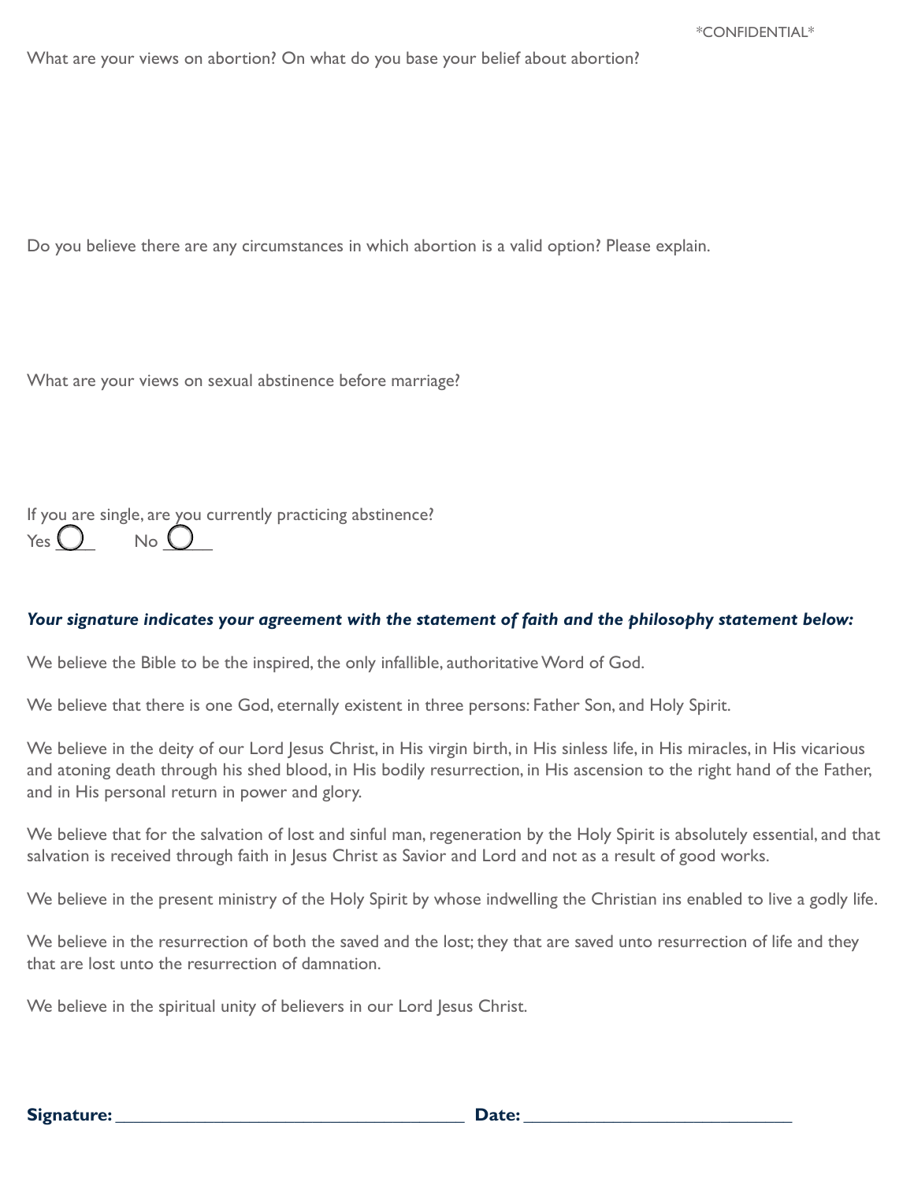\*CONFIDENTIAL\*

What are your views on abortion? On what do you base your belief about abortion?

Do you believe there are any circumstances in which abortion is a valid option? Please explain.

What are your views on sexual abstinence before marriage?

If you are single, are you currently practicing abstinence?

Yes ○____ No ○_____

***Your signature indicates your agreement with the statement of faith and the philosophy statement below:***

We believe the Bible to be the inspired, the only infallible, authoritative Word of God.

We believe that there is one God, eternally existent in three persons: Father Son, and Holy Spirit.

We believe in the deity of our Lord Jesus Christ, in His virgin birth, in His sinless life, in His miracles, in His vicarious and atoning death through his shed blood, in His bodily resurrection, in His ascension to the right hand of the Father, and in His personal return in power and glory.

We believe that for the salvation of lost and sinful man, regeneration by the Holy Spirit is absolutely essential, and that salvation is received through faith in Jesus Christ as Savior and Lord and not as a result of good works.

We believe in the present ministry of the Holy Spirit by whose indwelling the Christian ins enabled to live a godly life.

We believe in the resurrection of both the saved and the lost; they that are saved unto resurrection of life and they that are lost unto the resurrection of damnation.

We believe in the spiritual unity of believers in our Lord Jesus Christ.

**Signature:** ______________________________________ **Date:** ____________________________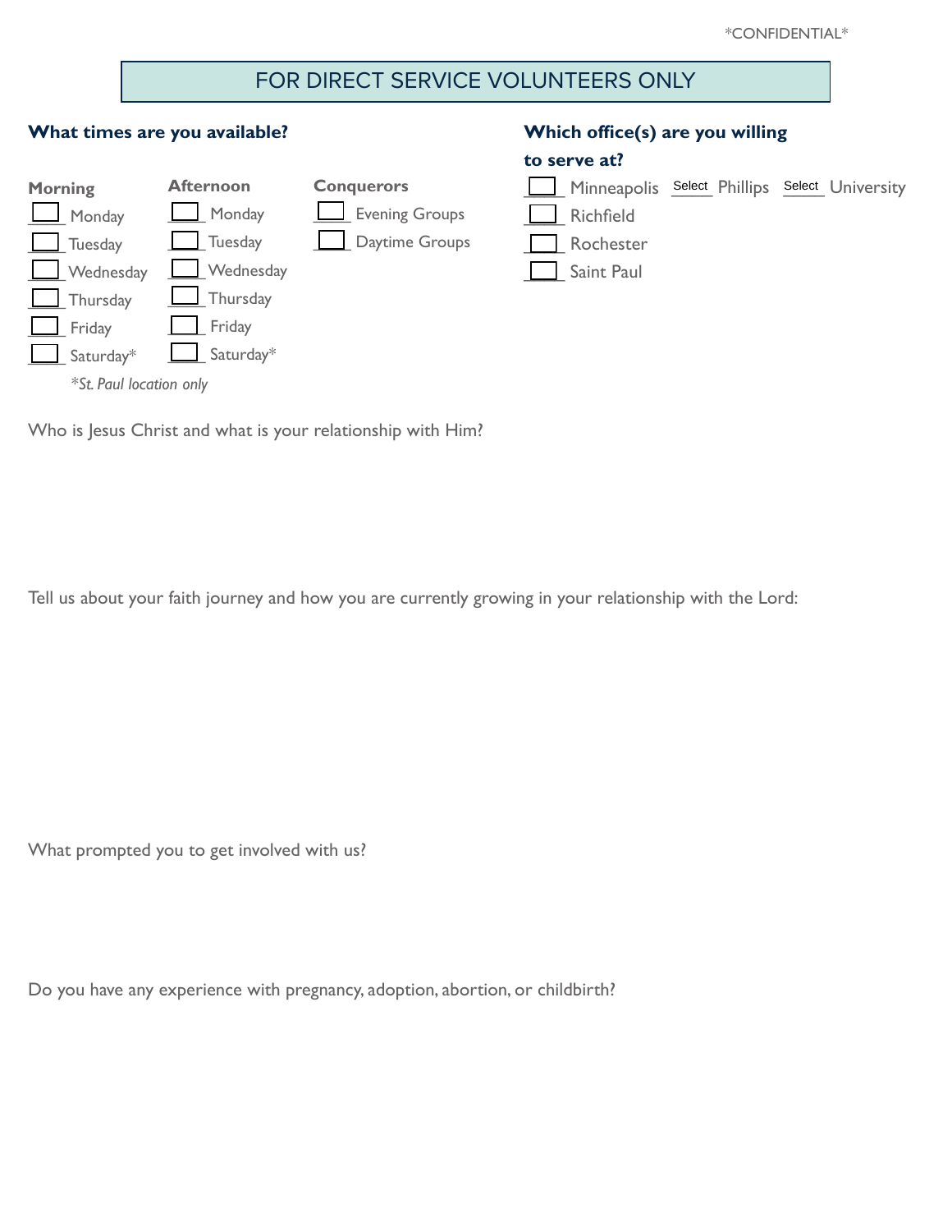*CONFIDENTIAL*

## FOR DIRECT SERVICE VOLUNTEERS ONLY

**What times are you available?**

| Morning | Afternoon | Conquerors |
|---|---|---|
| ☐ Monday | ☐ Monday | ☐ Evening Groups |
| ☐ Tuesday | ☐ Tuesday | ☐ Daytime Groups |
| ☐ Wednesday | ☐ Wednesday | |
| ☐ Thursday | ☐ Thursday | |
| ☐ Friday | ☐ Friday | |
| ☐ Saturday* | ☐ Saturday* | |

*\*St. Paul location only*

**Which office(s) are you willing to serve at?**

- ☐ Minneapolis Select Phillips Select University
- ☐ Richfield
- ☐ Rochester
- ☐ Saint Paul

Who is Jesus Christ and what is your relationship with Him?

Tell us about your faith journey and how you are currently growing in your relationship with the Lord:

What prompted you to get involved with us?

Do you have any experience with pregnancy, adoption, abortion, or childbirth?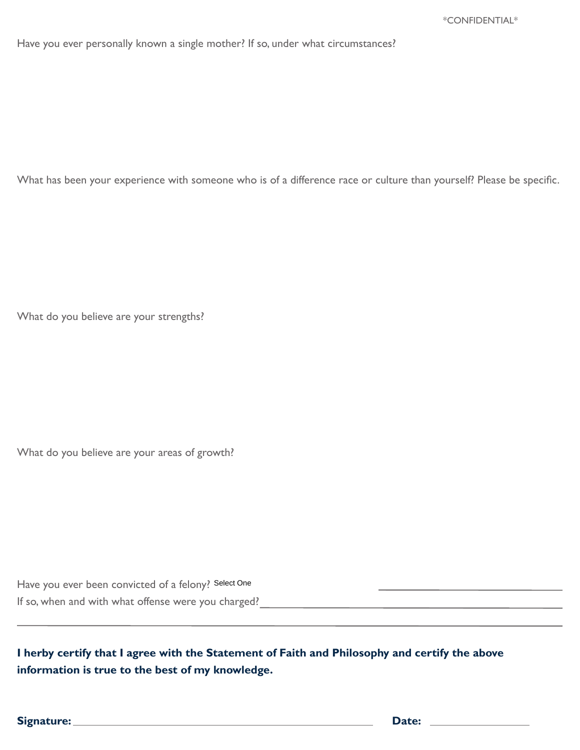*CONFIDENTIAL*

Have you ever personally known a single mother? If so, under what circumstances?

What has been your experience with someone who is of a difference race or culture than yourself? Please be specific.

What do you believe are your strengths?

What do you believe are your areas of growth?

Have you ever been convicted of a felony? Select One ______________________

If so, when and with what offense were you charged? ______________________

______________________________________________________________________

**I herby certify that I agree with the Statement of Faith and Philosophy and certify the above information is true to the best of my knowledge.**

**Signature:** ______________________________ **Date:** ______________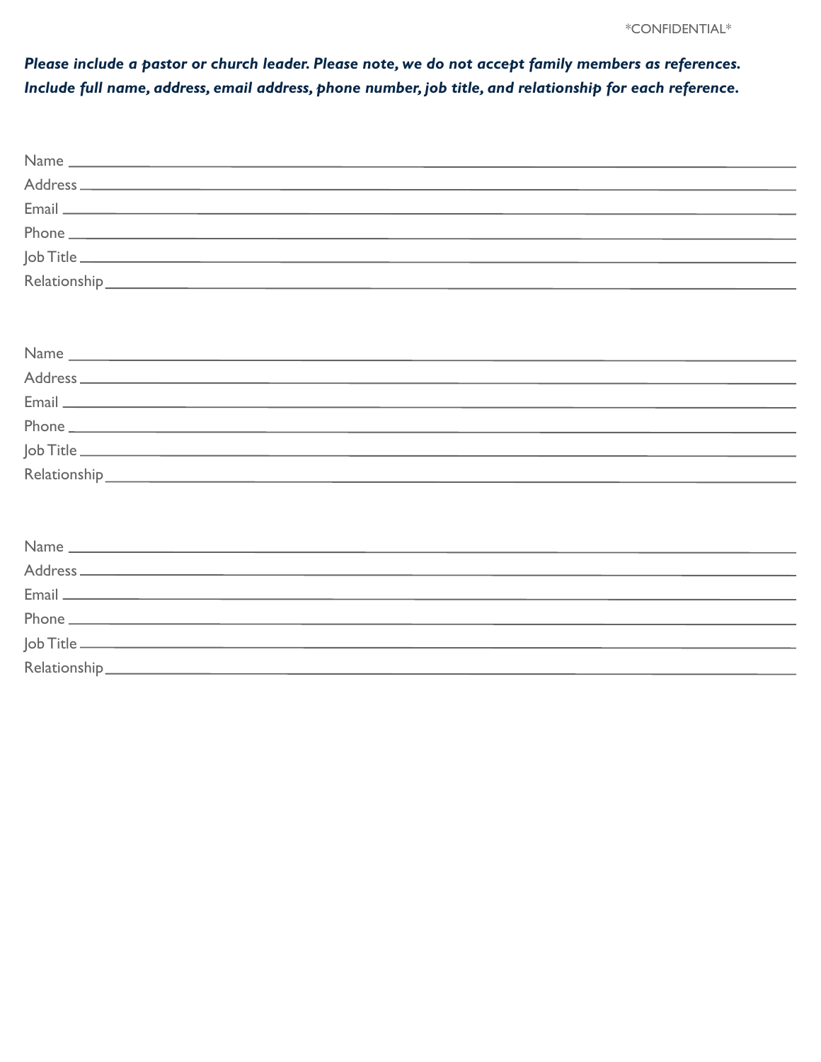*CONFIDENTIAL*

***Please include a pastor or church leader. Please note, we do not accept family members as references. Include full name, address, email address, phone number, job title, and relationship for each reference.***

Name ____________________________________________
Address __________________________________________
Email ____________________________________________
Phone ____________________________________________
Job Title _________________________________________
Relationship ______________________________________

Name ____________________________________________
Address __________________________________________
Email ____________________________________________
Phone ____________________________________________
Job Title _________________________________________
Relationship ______________________________________

Name ____________________________________________
Address __________________________________________
Email ____________________________________________
Phone ____________________________________________
Job Title _________________________________________
Relationship ______________________________________